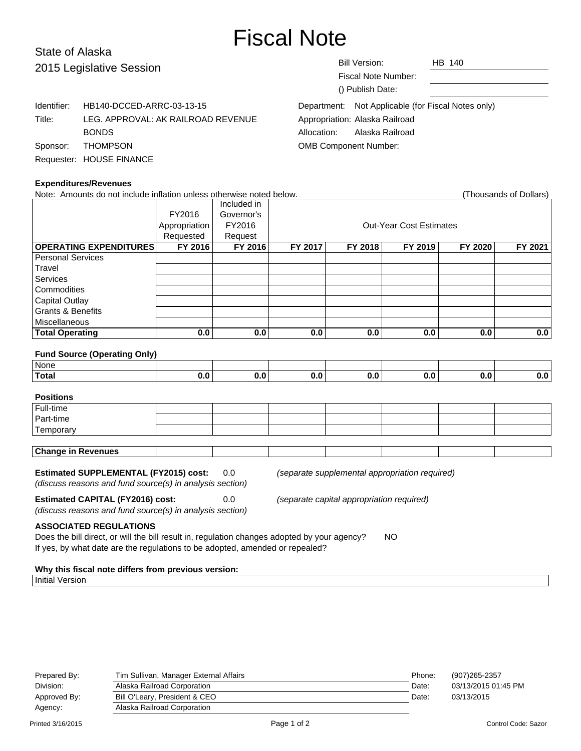# Fiscal Note

State of Alaska
2015 Legislative Session

| | |
|---|---|
| Bill Version: | HB 140 |
| Fiscal Note Number: | |
| () Publish Date: | |

Identifier: HB140-DCCED-ARRC-03-13-15
Title: LEG. APPROVAL: AK RAILROAD REVENUE BONDS
Sponsor: THOMPSON
Requester: HOUSE FINANCE

Department: Not Applicable (for Fiscal Notes only)
Appropriation: Alaska Railroad
Allocation: Alaska Railroad
OMB Component Number:

**Expenditures/Revenues**

Note: Amounts do not include inflation unless otherwise noted below. (Thousands of Dollars)

| | FY2016 Appropriation Requested | Included in Governor's FY2016 Request | Out-Year Cost Estimates | | | | |
|---|---|---|---|---|---|---|---|
| **OPERATING EXPENDITURES** | **FY 2016** | **FY 2016** | **FY 2017** | **FY 2018** | **FY 2019** | **FY 2020** | **FY 2021** |
| Personal Services | | | | | | | |
| Travel | | | | | | | |
| Services | | | | | | | |
| Commodities | | | | | | | |
| Capital Outlay | | | | | | | |
| Grants & Benefits | | | | | | | |
| Miscellaneous | | | | | | | |
| **Total Operating** | **0.0** | **0.0** | **0.0** | **0.0** | **0.0** | **0.0** | **0.0** |

**Fund Source (Operating Only)**

| | | | | | | | |
|---|---|---|---|---|---|---|---|
| None | | | | | | | |
| **Total** | **0.0** | **0.0** | **0.0** | **0.0** | **0.0** | **0.0** | **0.0** |

**Positions**

| | | | | | | | |
|---|---|---|---|---|---|---|---|
| Full-time | | | | | | | |
| Part-time | | | | | | | |
| Temporary | | | | | | | |

| | | | | | | | |
|---|---|---|---|---|---|---|---|
| **Change in Revenues** | | | | | | | |

**Estimated SUPPLEMENTAL (FY2015) cost:** 0.0 *(separate supplemental appropriation required)*
*(discuss reasons and fund source(s) in analysis section)*

**Estimated CAPITAL (FY2016) cost:** 0.0 *(separate capital appropriation required)*
*(discuss reasons and fund source(s) in analysis section)*

**ASSOCIATED REGULATIONS**

Does the bill direct, or will the bill result in, regulation changes adopted by your agency? NO
If yes, by what date are the regulations to be adopted, amended or repealed?

**Why this fiscal note differs from previous version:**

Initial Version

| | | | |
|---|---|---|---|
| Prepared By: | Tim Sullivan, Manager External Affairs | Phone: | (907)265-2357 |
| Division: | Alaska Railroad Corporation | Date: | 03/13/2015 01:45 PM |
| Approved By: | Bill O'Leary, President & CEO | Date: | 03/13/2015 |
| Agency: | Alaska Railroad Corporation | | |

Printed 3/16/2015 Control Code: Sazor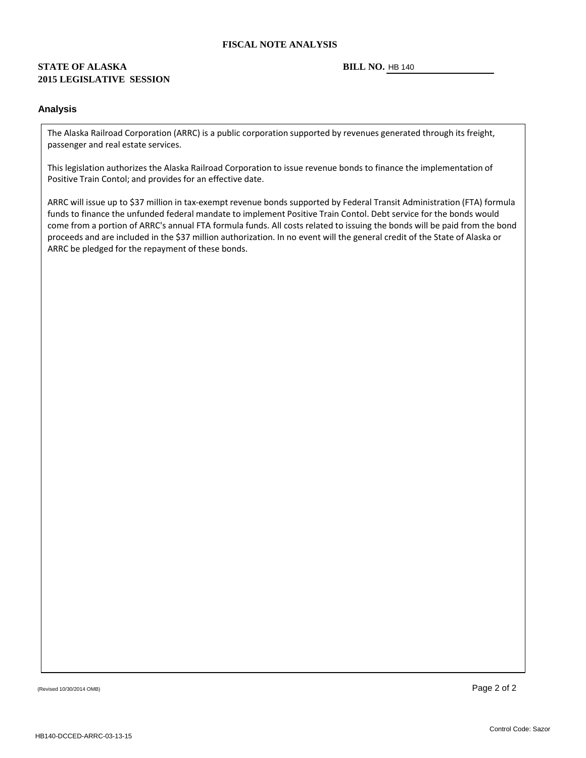**FISCAL NOTE ANALYSIS**

**STATE OF ALASKA**
**2015 LEGISLATIVE SESSION**

**BILL NO.** HB 140

## Analysis

The Alaska Railroad Corporation (ARRC) is a public corporation supported by revenues generated through its freight, passenger and real estate services.

This legislation authorizes the Alaska Railroad Corporation to issue revenue bonds to finance the implementation of Positive Train Contol; and provides for an effective date.

ARRC will issue up to $37 million in tax-exempt revenue bonds supported by Federal Transit Administration (FTA) formula funds to finance the unfunded federal mandate to implement Positive Train Contol. Debt service for the bonds would come from a portion of ARRC's annual FTA formula funds. All costs related to issuing the bonds will be paid from the bond proceeds and are included in the $37 million authorization. In no event will the general credit of the State of Alaska or ARRC be pledged for the repayment of these bonds.

(Revised 10/30/2014 OMB)

Control Code: Sazor

HB140-DCCED-ARRC-03-13-15